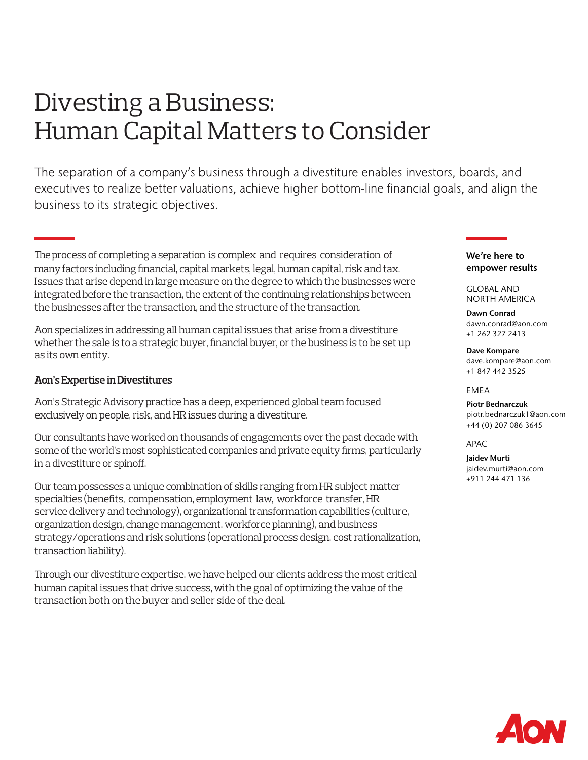# Divesting a Business: Human Capital Matters to Consider

The separation of a company's business through a divestiture enables investors, boards, and executives to realize better valuations, achieve higher bottom-line financial goals, and align the business to its strategic objectives.

The process of completing a separation is complex and requires consideration of many factors including financial, capital markets, legal, human capital, risk and tax. Issues that arise depend in large measure on the degree to which the businesses were integrated before the transaction, the extent of the continuing relationships between the businesses after the transaction, and the structure of the transaction.

Aon specializes in addressing all human capital issues that arise from a divestiture whether the sale is to a strategic buyer, financial buyer, or the business is to be set up as its own entity.

### Aon's Expertise in Divestitures

Aon's Strategic Advisory practice has a deep, experienced global team focused exclusively on people, risk, and HR issues during a divestiture.

Our consultants have worked on thousands of engagements over the past decade with some of the world's most sophisticated companies and private equity firms, particularly in a divestiture or spinoff.

Our team possesses a unique combination of skills ranging from HR subject matter specialties (benefits, compensation, employment law, workforce transfer, HR service delivery and technology), organizational transformation capabilities (culture, organization design, change management, workforce planning), and business strategy/operations and risk solutions (operational process design, cost rationalization, transaction liability).

Through our divestiture expertise, we have helped our clients address the most critical human capital issues that drive success, with the goal of optimizing the value of the transaction both on the buyer and seller side of the deal.

**We're here to empower results**

GLOBAL AND NORTH AMERICA

**Dawn Conrad**
dawn.conrad@aon.com
+1 262 327 2413

**Dave Kompare**
dave.kompare@aon.com
+1 847 442 3525

EMEA

**Piotr Bednarczuk**
piotr.bednarczuk1@aon.com
+44 (0) 207 086 3645

APAC

**Jaidev Murti**
jaidev.murti@aon.com
+911 244 471 136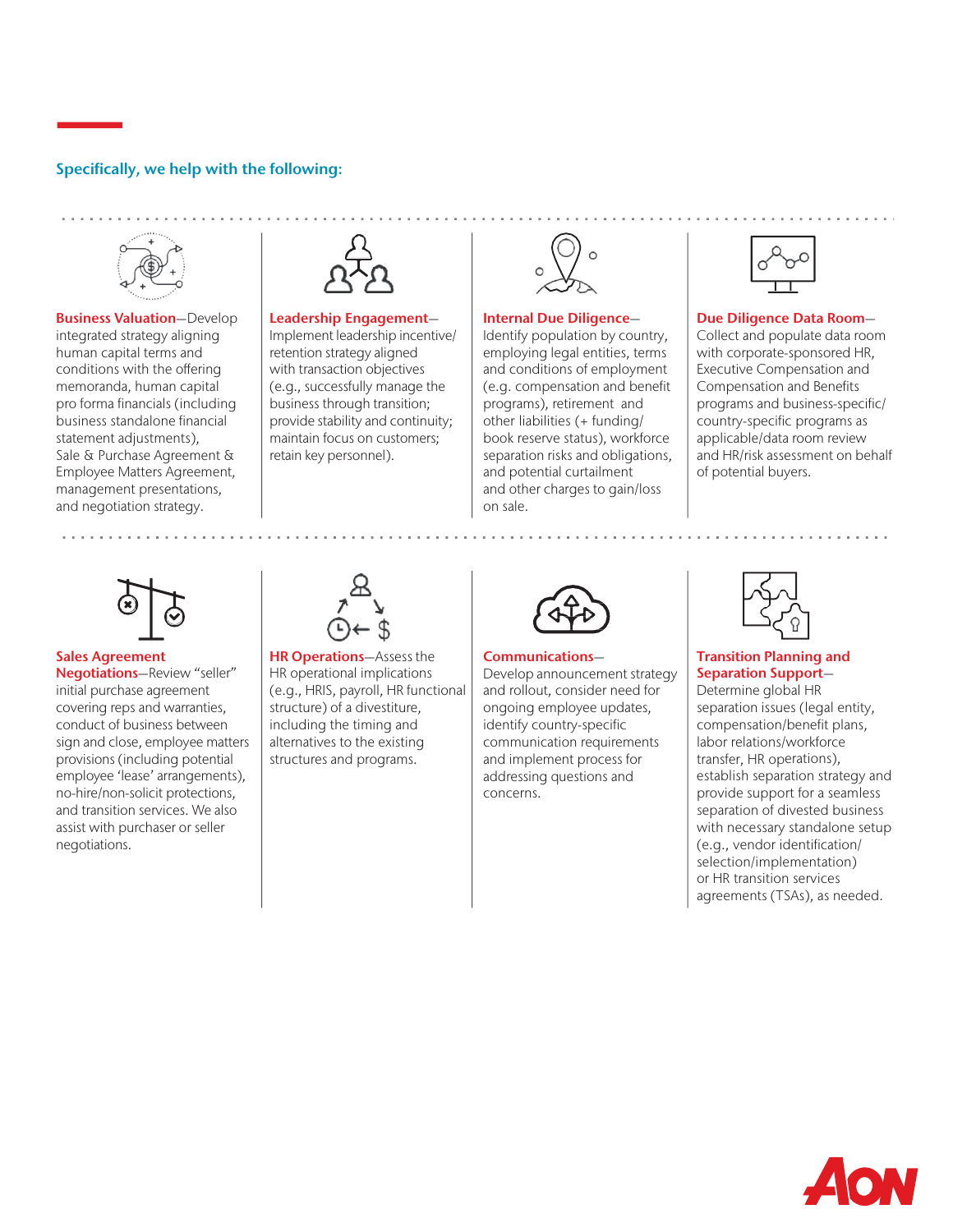## Specifically, we help with the following:

**Business Valuation**—Develop integrated strategy aligning human capital terms and conditions with the offering memoranda, human capital pro forma financials (including business standalone financial statement adjustments), Sale & Purchase Agreement & Employee Matters Agreement, management presentations, and negotiation strategy.

**Leadership Engagement**—Implement leadership incentive/retention strategy aligned with transaction objectives (e.g., successfully manage the business through transition; provide stability and continuity; maintain focus on customers; retain key personnel).

**Internal Due Diligence**—Identify population by country, employing legal entities, terms and conditions of employment (e.g. compensation and benefit programs), retirement and other liabilities (+ funding/book reserve status), workforce separation risks and obligations, and potential curtailment and other charges to gain/loss on sale.

**Due Diligence Data Room**—Collect and populate data room with corporate-sponsored HR, Executive Compensation and Compensation and Benefits programs and business-specific/country-specific programs as applicable/data room review and HR/risk assessment on behalf of potential buyers.

**Sales Agreement Negotiations**—Review "seller" initial purchase agreement covering reps and warranties, conduct of business between sign and close, employee matters provisions (including potential employee 'lease' arrangements), no-hire/non-solicit protections, and transition services. We also assist with purchaser or seller negotiations.

**HR Operations**—Assess the HR operational implications (e.g., HRIS, payroll, HR functional structure) of a divestiture, including the timing and alternatives to the existing structures and programs.

**Communications**—Develop announcement strategy and rollout, consider need for ongoing employee updates, identify country-specific communication requirements and implement process for addressing questions and concerns.

**Transition Planning and Separation Support**—Determine global HR separation issues (legal entity, compensation/benefit plans, labor relations/workforce transfer, HR operations), establish separation strategy and provide support for a seamless separation of divested business with necessary standalone setup (e.g., vendor identification/selection/implementation) or HR transition services agreements (TSAs), as needed.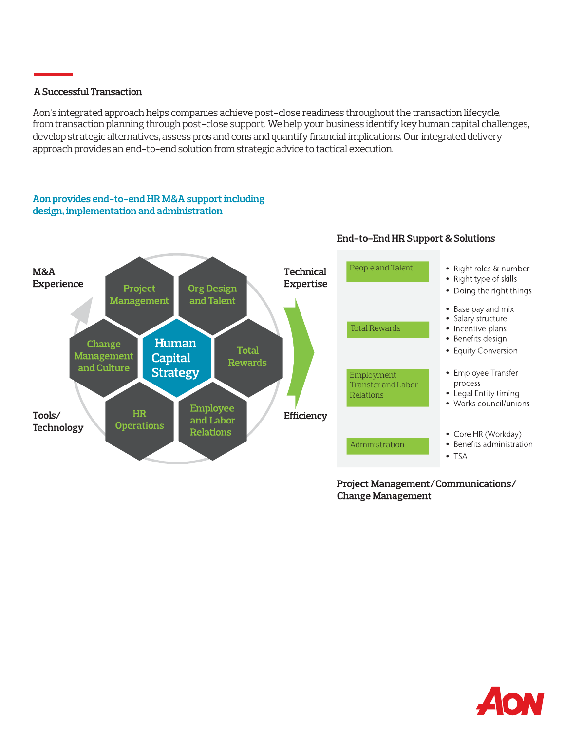## A Successful Transaction

Aon's integrated approach helps companies achieve post-close readiness throughout the transaction lifecycle, from transaction planning through post-close support. We help your business identify key human capital challenges, develop strategic alternatives, assess pros and cons and quantify financial implications. Our integrated delivery approach provides an end-to-end solution from strategic advice to tactical execution.

### Aon provides end-to-end HR M&A support including design, implementation and administration

M&A Experience

Project Management

Org Design and Talent

Change Management and Culture

Human Capital Strategy

Total Rewards

HR Operations

Employee and Labor Relations

Tools/ Technology

Technical Expertise

Efficiency

### End-to-End HR Support & Solutions

| Area | Details |
|---|---|
| People and Talent | • Right roles & number<br>• Right type of skills<br>• Doing the right things |
| Total Rewards | • Base pay and mix<br>• Salary structure<br>• Incentive plans<br>• Benefits design<br>• Equity Conversion |
| Employment Transfer and Labor Relations | • Employee Transfer process<br>• Legal Entity timing<br>• Works council/unions |
| Administration | • Core HR (Workday)<br>• Benefits administration<br>• TSA |

**Project Management/Communications/ Change Management**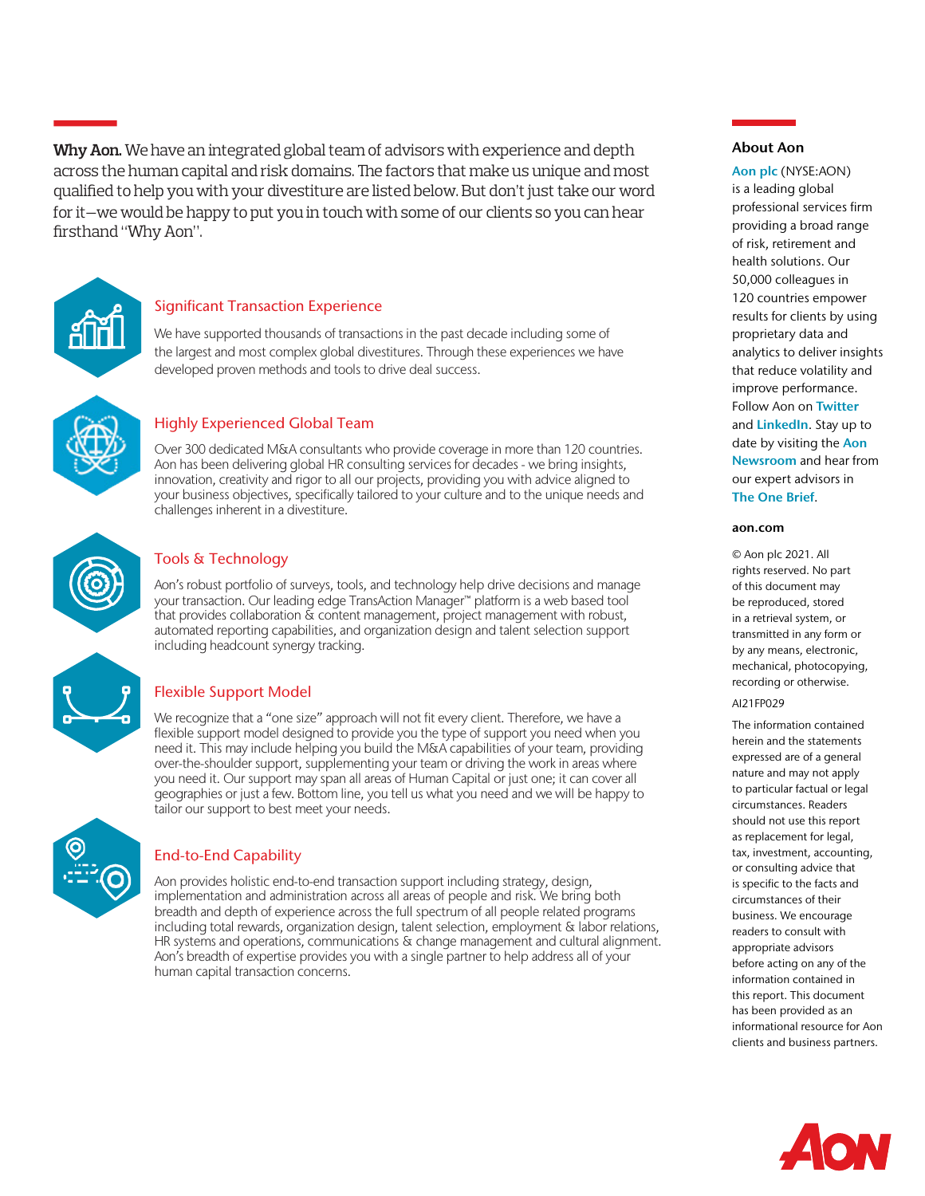**Why Aon.** We have an integrated global team of advisors with experience and depth across the human capital and risk domains. The factors that make us unique and most qualified to help you with your divestiture are listed below. But don't just take our word for it—we would be happy to put you in touch with some of our clients so you can hear firsthand "Why Aon".

### Significant Transaction Experience

We have supported thousands of transactions in the past decade including some of the largest and most complex global divestitures. Through these experiences we have developed proven methods and tools to drive deal success.

### Highly Experienced Global Team

Over 300 dedicated M&A consultants who provide coverage in more than 120 countries. Aon has been delivering global HR consulting services for decades - we bring insights, innovation, creativity and rigor to all our projects, providing you with advice aligned to your business objectives, specifically tailored to your culture and to the unique needs and challenges inherent in a divestiture.

### Tools & Technology

Aon's robust portfolio of surveys, tools, and technology help drive decisions and manage your transaction. Our leading edge TransAction Manager™ platform is a web based tool that provides collaboration & content management, project management with robust, automated reporting capabilities, and organization design and talent selection support including headcount synergy tracking.

### Flexible Support Model

We recognize that a "one size" approach will not fit every client. Therefore, we have a flexible support model designed to provide you the type of support you need when you need it. This may include helping you build the M&A capabilities of your team, providing over-the-shoulder support, supplementing your team or driving the work in areas where you need it. Our support may span all areas of Human Capital or just one; it can cover all geographies or just a few. Bottom line, you tell us what you need and we will be happy to tailor our support to best meet your needs.

### End-to-End Capability

Aon provides holistic end-to-end transaction support including strategy, design, implementation and administration across all areas of people and risk. We bring both breadth and depth of experience across the full spectrum of all people related programs including total rewards, organization design, talent selection, employment & labor relations, HR systems and operations, communications & change management and cultural alignment. Aon's breadth of expertise provides you with a single partner to help address all of your human capital transaction concerns.

### About Aon

Aon plc (NYSE:AON) is a leading global professional services firm providing a broad range of risk, retirement and health solutions. Our 50,000 colleagues in 120 countries empower results for clients by using proprietary data and analytics to deliver insights that reduce volatility and improve performance. Follow Aon on Twitter and LinkedIn. Stay up to date by visiting the Aon Newsroom and hear from our expert advisors in The One Brief.

**aon.com**

© Aon plc 2021. All rights reserved. No part of this document may be reproduced, stored in a retrieval system, or transmitted in any form or by any means, electronic, mechanical, photocopying, recording or otherwise.

AI21FP029

The information contained herein and the statements expressed are of a general nature and may not apply to particular factual or legal circumstances. Readers should not use this report as replacement for legal, tax, investment, accounting, or consulting advice that is specific to the facts and circumstances of their business. We encourage readers to consult with appropriate advisors before acting on any of the information contained in this report. This document has been provided as an informational resource for Aon clients and business partners.